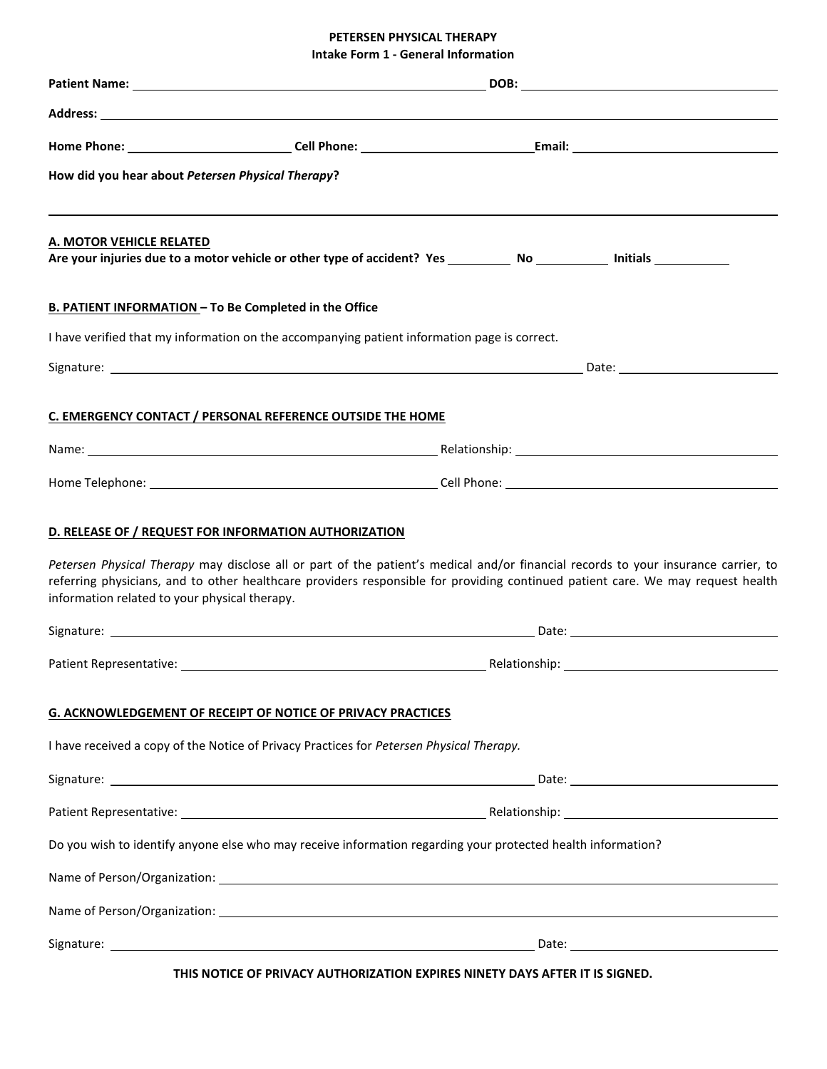**PETERSEN PHYSICAL THERAPY**
**Intake Form 1 - General Information**

**Patient Name:** ______________________________ **DOB:** ______________________

**Address:** ______________________________________________________________

**Home Phone:** __________________ **Cell Phone:** __________________ **Email:** ______________________

**How did you hear about *Petersen Physical Therapy*?**

______________________________________________________________

**A. MOTOR VEHICLE RELATED**

**Are your injuries due to a motor vehicle or other type of accident? Yes** ________ **No** ________ **Initials** ________

**B. PATIENT INFORMATION – To Be Completed in the Office**

I have verified that my information on the accompanying patient information page is correct.

Signature: ______________________________________________ Date: ______________________

**C. EMERGENCY CONTACT / PERSONAL REFERENCE OUTSIDE THE HOME**

Name: ______________________________ Relationship: ______________________________

Home Telephone: ______________________________ Cell Phone: ______________________________

**D. RELEASE OF / REQUEST FOR INFORMATION AUTHORIZATION**

*Petersen Physical Therapy* may disclose all or part of the patient's medical and/or financial records to your insurance carrier, to referring physicians, and to other healthcare providers responsible for providing continued patient care. We may request health information related to your physical therapy.

Signature: ______________________________________________ Date: ______________________

Patient Representative: ______________________________ Relationship: ______________________

**G. ACKNOWLEDGEMENT OF RECEIPT OF NOTICE OF PRIVACY PRACTICES**

I have received a copy of the Notice of Privacy Practices for *Petersen Physical Therapy.*

Signature: ______________________________________________ Date: ______________________

Patient Representative: ______________________________ Relationship: ______________________

Do you wish to identify anyone else who may receive information regarding your protected health information?

Name of Person/Organization: ______________________________________________

Name of Person/Organization: ______________________________________________

Signature: ______________________________________________ Date: ______________________

**THIS NOTICE OF PRIVACY AUTHORIZATION EXPIRES NINETY DAYS AFTER IT IS SIGNED.**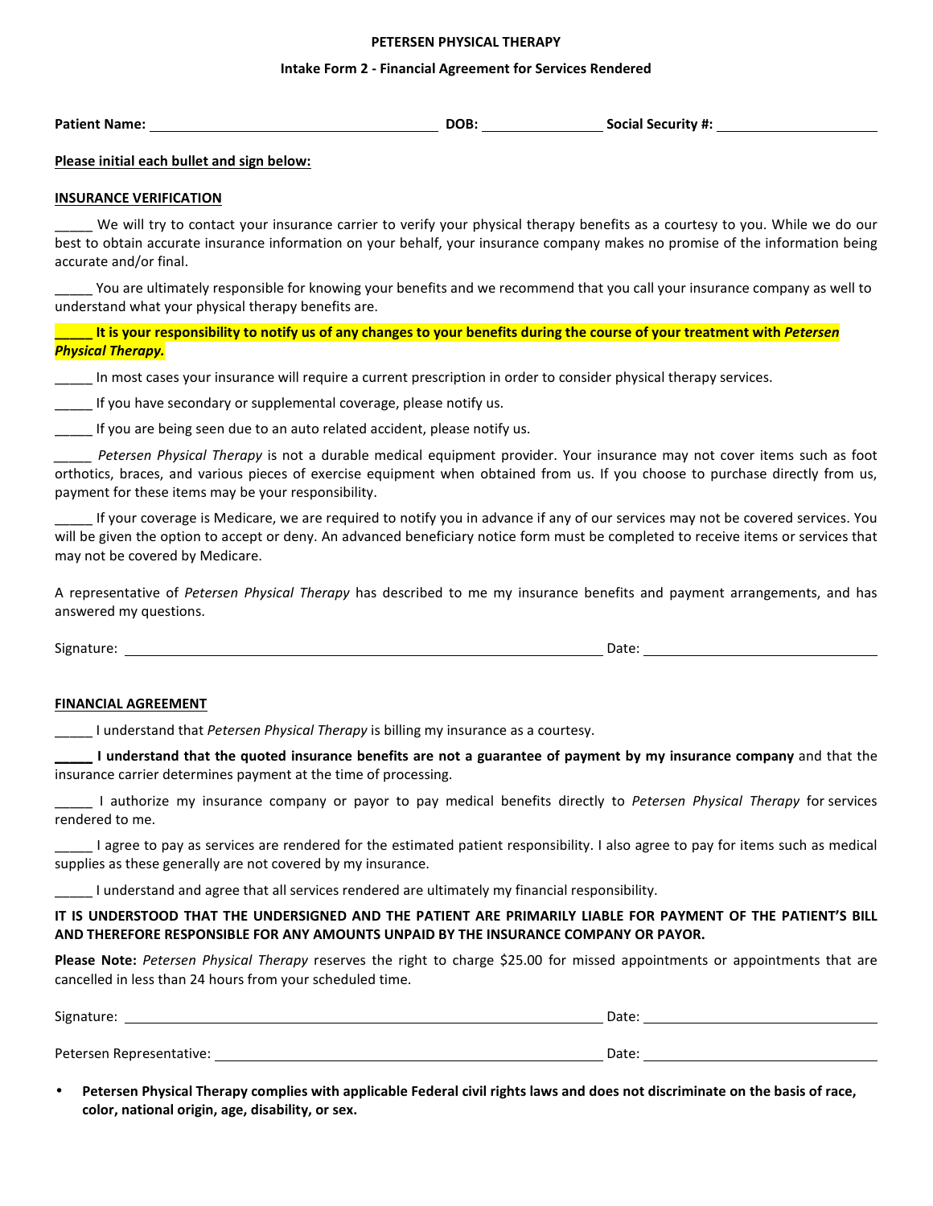**PETERSEN PHYSICAL THERAPY**

**Intake Form 2 - Financial Agreement for Services Rendered**

**Patient Name:** ______________________________ **DOB:** ______________ **Social Security #:** ____________________

**Please initial each bullet and sign below:**

**INSURANCE VERIFICATION**

_____ We will try to contact your insurance carrier to verify your physical therapy benefits as a courtesy to you. While we do our best to obtain accurate insurance information on your behalf, your insurance company makes no promise of the information being accurate and/or final.

_____ You are ultimately responsible for knowing your benefits and we recommend that you call your insurance company as well to understand what your physical therapy benefits are.

**_____ It is your responsibility to notify us of any changes to your benefits during the course of your treatment with *Petersen Physical Therapy.***

_____ In most cases your insurance will require a current prescription in order to consider physical therapy services.

_____ If you have secondary or supplemental coverage, please notify us.

_____ If you are being seen due to an auto related accident, please notify us.

_____ *Petersen Physical Therapy* is not a durable medical equipment provider. Your insurance may not cover items such as foot orthotics, braces, and various pieces of exercise equipment when obtained from us. If you choose to purchase directly from us, payment for these items may be your responsibility.

_____ If your coverage is Medicare, we are required to notify you in advance if any of our services may not be covered services. You will be given the option to accept or deny. An advanced beneficiary notice form must be completed to receive items or services that may not be covered by Medicare.

A representative of *Petersen Physical Therapy* has described to me my insurance benefits and payment arrangements, and has answered my questions.

Signature: ____________________________________________ Date: ______________________

**FINANCIAL AGREEMENT**

_____ I understand that *Petersen Physical Therapy* is billing my insurance as a courtesy.

**_____ I understand that the quoted insurance benefits are not a guarantee of payment by my insurance company** and that the insurance carrier determines payment at the time of processing.

_____ I authorize my insurance company or payor to pay medical benefits directly to *Petersen Physical Therapy* for services rendered to me.

_____ I agree to pay as services are rendered for the estimated patient responsibility. I also agree to pay for items such as medical supplies as these generally are not covered by my insurance.

_____ I understand and agree that all services rendered are ultimately my financial responsibility.

**IT IS UNDERSTOOD THAT THE UNDERSIGNED AND THE PATIENT ARE PRIMARILY LIABLE FOR PAYMENT OF THE PATIENT'S BILL AND THEREFORE RESPONSIBLE FOR ANY AMOUNTS UNPAID BY THE INSURANCE COMPANY OR PAYOR.**

**Please Note:** *Petersen Physical Therapy* reserves the right to charge $25.00 for missed appointments or appointments that are cancelled in less than 24 hours from your scheduled time.

Signature: ____________________________________________ Date: ______________________

Petersen Representative: ________________________________ Date: ______________________

- **Petersen Physical Therapy complies with applicable Federal civil rights laws and does not discriminate on the basis of race, color, national origin, age, disability, or sex.**